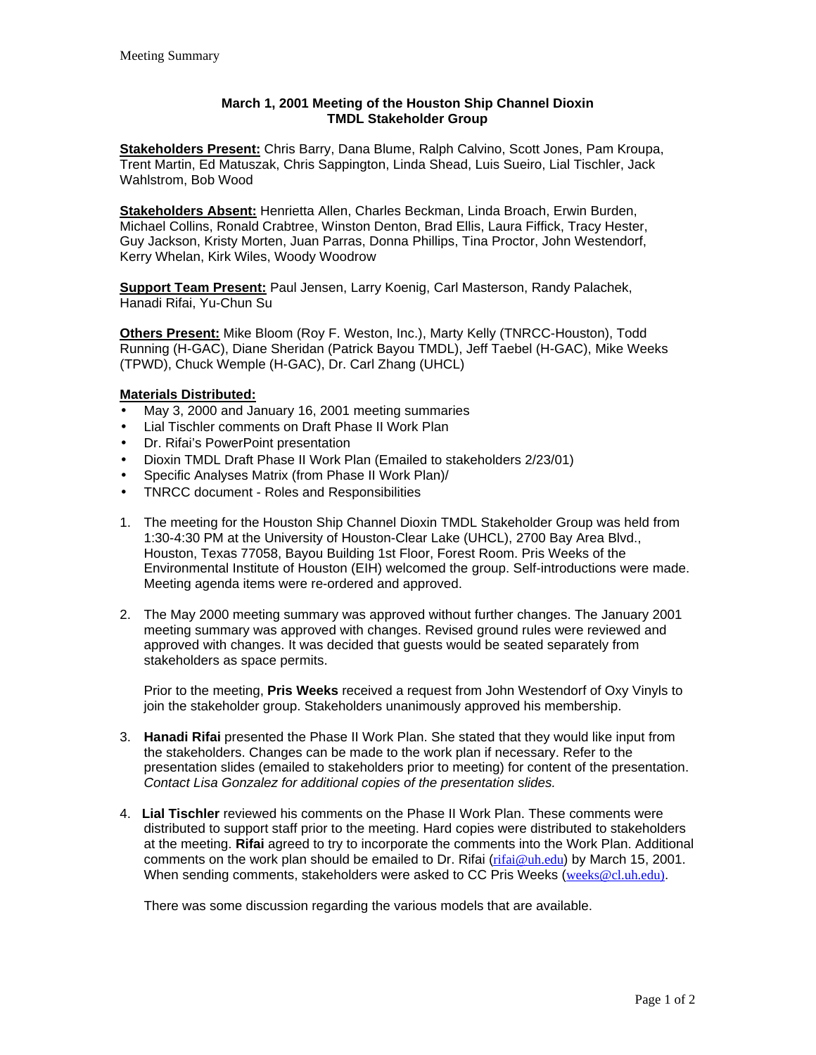# March 1, 2001 Meeting of the Houston Ship Channel Dioxin TMDL Stakeholder Group

**Stakeholders Present:** Chris Barry, Dana Blume, Ralph Calvino, Scott Jones, Pam Kroupa, Trent Martin, Ed Matuszak, Chris Sappington, Linda Shead, Luis Sueiro, Lial Tischler, Jack Wahlstrom, Bob Wood

**Stakeholders Absent:** Henrietta Allen, Charles Beckman, Linda Broach, Erwin Burden, Michael Collins, Ronald Crabtree, Winston Denton, Brad Ellis, Laura Fiffick, Tracy Hester, Guy Jackson, Kristy Morten, Juan Parras, Donna Phillips, Tina Proctor, John Westendorf, Kerry Whelan, Kirk Wiles, Woody Woodrow

**Support Team Present:** Paul Jensen, Larry Koenig, Carl Masterson, Randy Palachek, Hanadi Rifai, Yu-Chun Su

**Others Present:** Mike Bloom (Roy F. Weston, Inc.), Marty Kelly (TNRCC-Houston), Todd Running (H-GAC), Diane Sheridan (Patrick Bayou TMDL), Jeff Taebel (H-GAC), Mike Weeks (TPWD), Chuck Wemple (H-GAC), Dr. Carl Zhang (UHCL)

**Materials Distributed:**

- May 3, 2000 and January 16, 2001 meeting summaries
- Lial Tischler comments on Draft Phase II Work Plan
- Dr. Rifai's PowerPoint presentation
- Dioxin TMDL Draft Phase II Work Plan (Emailed to stakeholders 2/23/01)
- Specific Analyses Matrix (from Phase II Work Plan)/
- TNRCC document - Roles and Responsibilities

1. The meeting for the Houston Ship Channel Dioxin TMDL Stakeholder Group was held from 1:30-4:30 PM at the University of Houston-Clear Lake (UHCL), 2700 Bay Area Blvd., Houston, Texas 77058, Bayou Building 1st Floor, Forest Room. Pris Weeks of the Environmental Institute of Houston (EIH) welcomed the group. Self-introductions were made. Meeting agenda items were re-ordered and approved.

2. The May 2000 meeting summary was approved without further changes. The January 2001 meeting summary was approved with changes. Revised ground rules were reviewed and approved with changes. It was decided that guests would be seated separately from stakeholders as space permits.

   Prior to the meeting, **Pris Weeks** received a request from John Westendorf of Oxy Vinyls to join the stakeholder group. Stakeholders unanimously approved his membership.

3. **Hanadi Rifai** presented the Phase II Work Plan. She stated that they would like input from the stakeholders. Changes can be made to the work plan if necessary. Refer to the presentation slides (emailed to stakeholders prior to meeting) for content of the presentation. *Contact Lisa Gonzalez for additional copies of the presentation slides.*

4. **Lial Tischler** reviewed his comments on the Phase II Work Plan. These comments were distributed to support staff prior to the meeting. Hard copies were distributed to stakeholders at the meeting. **Rifai** agreed to try to incorporate the comments into the Work Plan. Additional comments on the work plan should be emailed to Dr. Rifai (rifai@uh.edu) by March 15, 2001. When sending comments, stakeholders were asked to CC Pris Weeks (weeks@cl.uh.edu).

   There was some discussion regarding the various models that are available.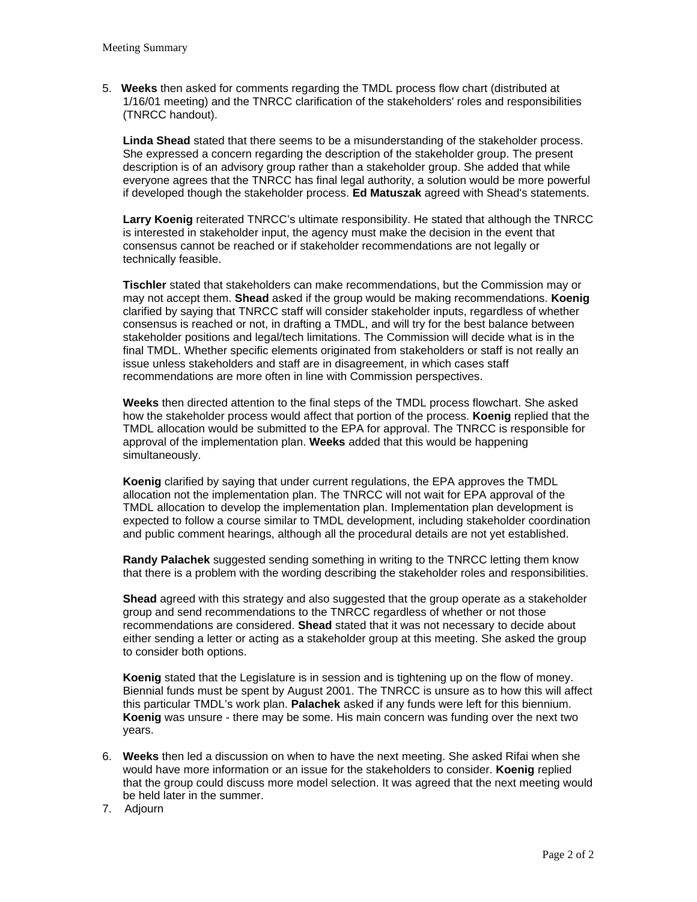5. **Weeks** then asked for comments regarding the TMDL process flow chart (distributed at 1/16/01 meeting) and the TNRCC clarification of the stakeholders' roles and responsibilities (TNRCC handout).

   **Linda Shead** stated that there seems to be a misunderstanding of the stakeholder process. She expressed a concern regarding the description of the stakeholder group. The present description is of an advisory group rather than a stakeholder group. She added that while everyone agrees that the TNRCC has final legal authority, a solution would be more powerful if developed though the stakeholder process. **Ed Matuszak** agreed with Shead's statements.

   **Larry Koenig** reiterated TNRCC's ultimate responsibility. He stated that although the TNRCC is interested in stakeholder input, the agency must make the decision in the event that consensus cannot be reached or if stakeholder recommendations are not legally or technically feasible.

   **Tischler** stated that stakeholders can make recommendations, but the Commission may or may not accept them. **Shead** asked if the group would be making recommendations. **Koenig** clarified by saying that TNRCC staff will consider stakeholder inputs, regardless of whether consensus is reached or not, in drafting a TMDL, and will try for the best balance between stakeholder positions and legal/tech limitations. The Commission will decide what is in the final TMDL. Whether specific elements originated from stakeholders or staff is not really an issue unless stakeholders and staff are in disagreement, in which cases staff recommendations are more often in line with Commission perspectives.

   **Weeks** then directed attention to the final steps of the TMDL process flowchart. She asked how the stakeholder process would affect that portion of the process. **Koenig** replied that the TMDL allocation would be submitted to the EPA for approval. The TNRCC is responsible for approval of the implementation plan. **Weeks** added that this would be happening simultaneously.

   **Koenig** clarified by saying that under current regulations, the EPA approves the TMDL allocation not the implementation plan. The TNRCC will not wait for EPA approval of the TMDL allocation to develop the implementation plan. Implementation plan development is expected to follow a course similar to TMDL development, including stakeholder coordination and public comment hearings, although all the procedural details are not yet established.

   **Randy Palachek** suggested sending something in writing to the TNRCC letting them know that there is a problem with the wording describing the stakeholder roles and responsibilities.

   **Shead** agreed with this strategy and also suggested that the group operate as a stakeholder group and send recommendations to the TNRCC regardless of whether or not those recommendations are considered. **Shead** stated that it was not necessary to decide about either sending a letter or acting as a stakeholder group at this meeting. She asked the group to consider both options.

   **Koenig** stated that the Legislature is in session and is tightening up on the flow of money. Biennial funds must be spent by August 2001. The TNRCC is unsure as to how this will affect this particular TMDL's work plan. **Palachek** asked if any funds were left for this biennium. **Koenig** was unsure - there may be some. His main concern was funding over the next two years.

6. **Weeks** then led a discussion on when to have the next meeting. She asked Rifai when she would have more information or an issue for the stakeholders to consider. **Koenig** replied that the group could discuss more model selection. It was agreed that the next meeting would be held later in the summer.
7. Adjourn